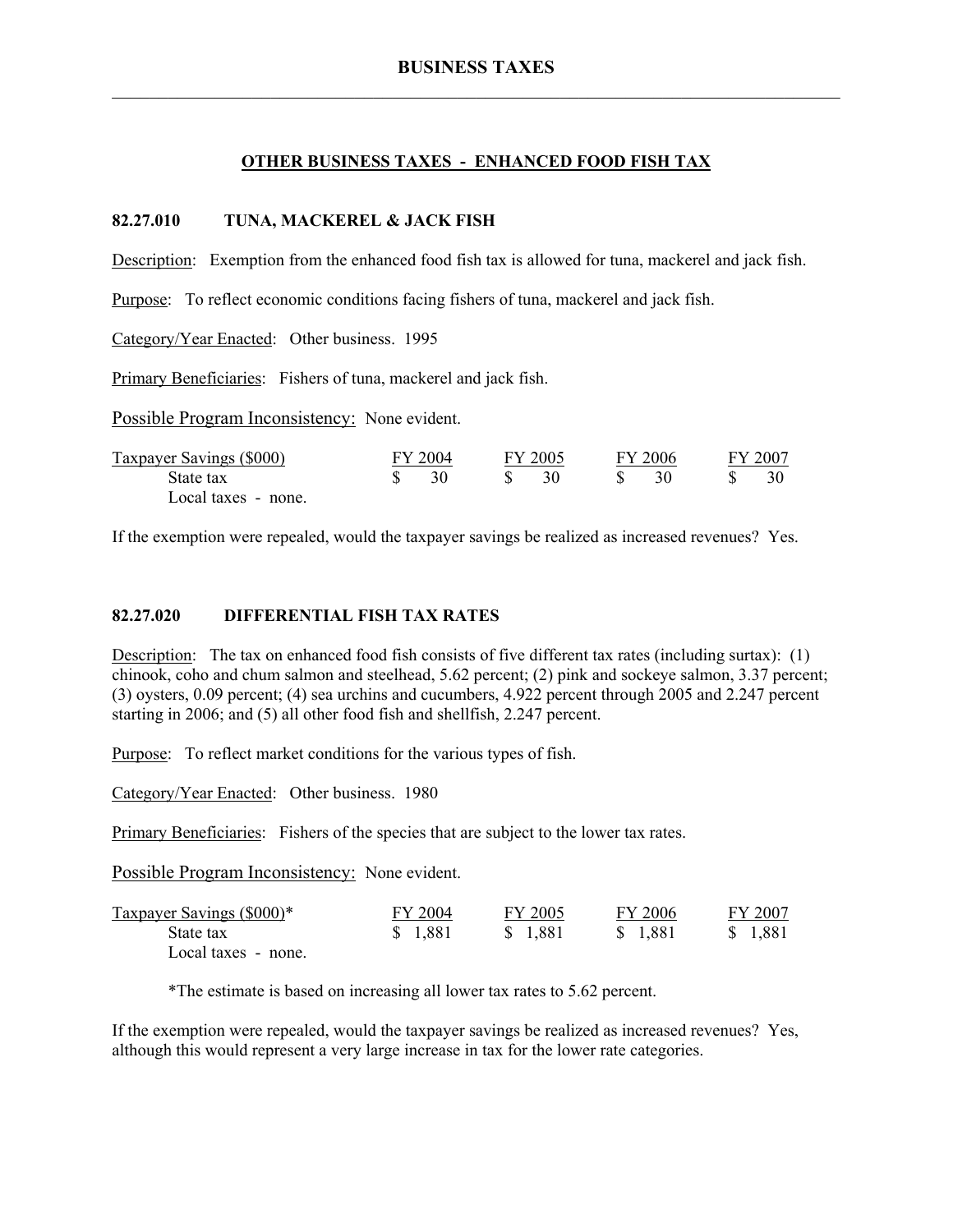# BUSINESS TAXES

## OTHER BUSINESS TAXES - ENHANCED FOOD FISH TAX

### 82.27.010 TUNA, MACKEREL & JACK FISH

Description: Exemption from the enhanced food fish tax is allowed for tuna, mackerel and jack fish.

Purpose: To reflect economic conditions facing fishers of tuna, mackerel and jack fish.

Category/Year Enacted: Other business. 1995

Primary Beneficiaries: Fishers of tuna, mackerel and jack fish.

Possible Program Inconsistency: None evident.

| Taxpayer Savings ($000) | FY 2004 | FY 2005 | FY 2006 | FY 2007 |
|---|---|---|---|---|
| State tax | $ 30 | $ 30 | $ 30 | $ 30 |
| Local taxes - none. | | | | |

If the exemption were repealed, would the taxpayer savings be realized as increased revenues? Yes.

### 82.27.020 DIFFERENTIAL FISH TAX RATES

Description: The tax on enhanced food fish consists of five different tax rates (including surtax): (1) chinook, coho and chum salmon and steelhead, 5.62 percent; (2) pink and sockeye salmon, 3.37 percent; (3) oysters, 0.09 percent; (4) sea urchins and cucumbers, 4.922 percent through 2005 and 2.247 percent starting in 2006; and (5) all other food fish and shellfish, 2.247 percent.

Purpose: To reflect market conditions for the various types of fish.

Category/Year Enacted: Other business. 1980

Primary Beneficiaries: Fishers of the species that are subject to the lower tax rates.

Possible Program Inconsistency: None evident.

| Taxpayer Savings ($000)* | FY 2004 | FY 2005 | FY 2006 | FY 2007 |
|---|---|---|---|---|
| State tax | $ 1,881 | $ 1,881 | $ 1,881 | $ 1,881 |
| Local taxes - none. | | | | |

*The estimate is based on increasing all lower tax rates to 5.62 percent.

If the exemption were repealed, would the taxpayer savings be realized as increased revenues? Yes, although this would represent a very large increase in tax for the lower rate categories.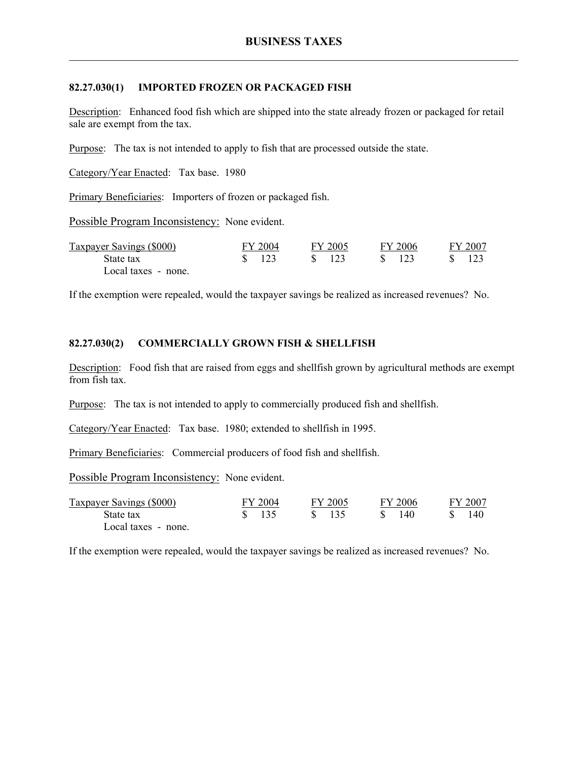## 82.27.030(1) IMPORTED FROZEN OR PACKAGED FISH

Description: Enhanced food fish which are shipped into the state already frozen or packaged for retail sale are exempt from the tax.

Purpose: The tax is not intended to apply to fish that are processed outside the state.

Category/Year Enacted: Tax base. 1980

Primary Beneficiaries: Importers of frozen or packaged fish.

Possible Program Inconsistency: None evident.

| Taxpayer Savings ($000) | FY 2004 | FY 2005 | FY 2006 | FY 2007 |
|---|---|---|---|---|
| State tax | $ 123 | $ 123 | $ 123 | $ 123 |
| Local taxes - none. | | | | |

If the exemption were repealed, would the taxpayer savings be realized as increased revenues? No.

## 82.27.030(2) COMMERCIALLY GROWN FISH & SHELLFISH

Description: Food fish that are raised from eggs and shellfish grown by agricultural methods are exempt from fish tax.

Purpose: The tax is not intended to apply to commercially produced fish and shellfish.

Category/Year Enacted: Tax base. 1980; extended to shellfish in 1995.

Primary Beneficiaries: Commercial producers of food fish and shellfish.

Possible Program Inconsistency: None evident.

| Taxpayer Savings ($000) | FY 2004 | FY 2005 | FY 2006 | FY 2007 |
|---|---|---|---|---|
| State tax | $ 135 | $ 135 | $ 140 | $ 140 |
| Local taxes - none. | | | | |

If the exemption were repealed, would the taxpayer savings be realized as increased revenues? No.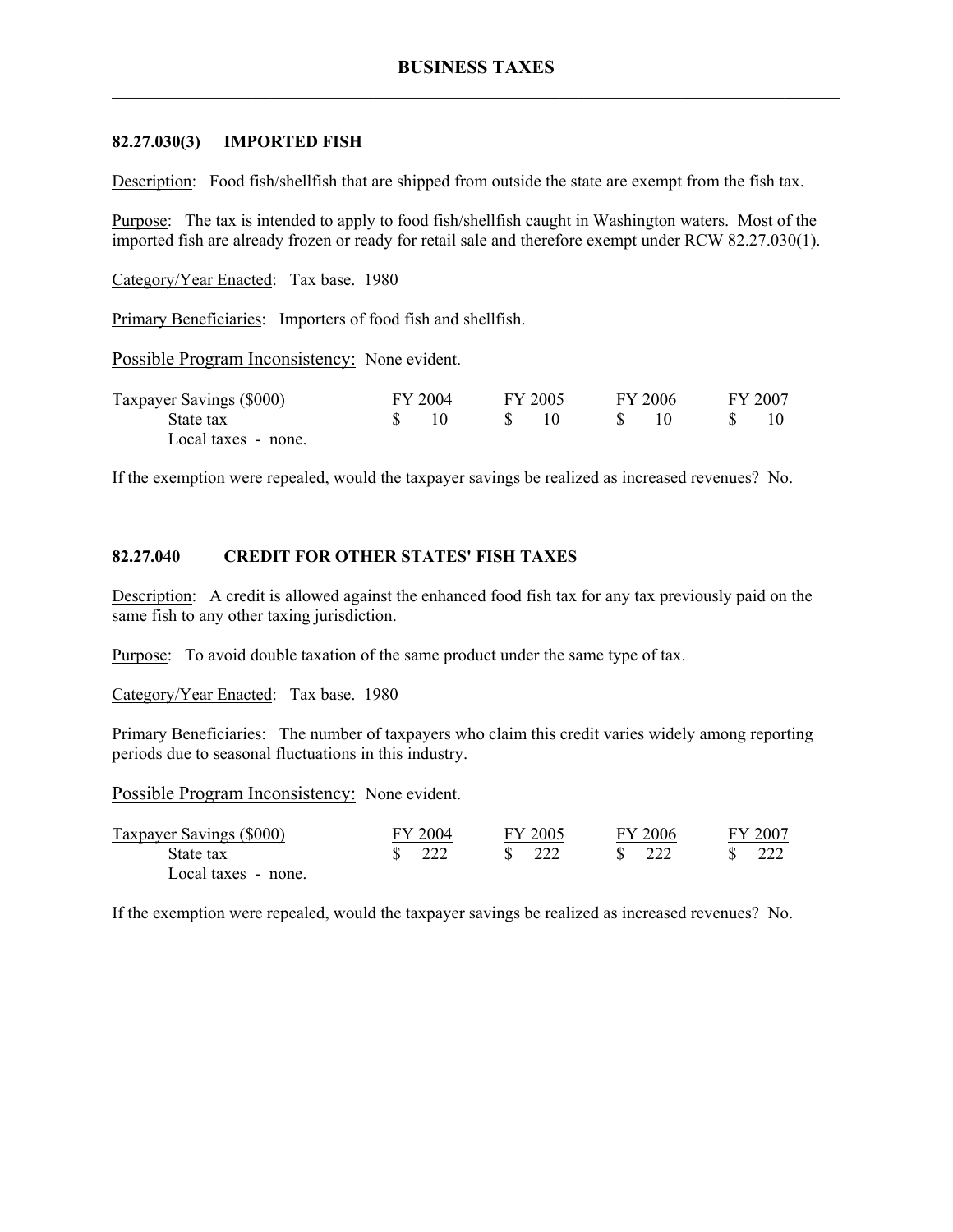## BUSINESS TAXES

### 82.27.030(3) IMPORTED FISH

Description: Food fish/shellfish that are shipped from outside the state are exempt from the fish tax.

Purpose: The tax is intended to apply to food fish/shellfish caught in Washington waters. Most of the imported fish are already frozen or ready for retail sale and therefore exempt under RCW 82.27.030(1).

Category/Year Enacted: Tax base. 1980

Primary Beneficiaries: Importers of food fish and shellfish.

Possible Program Inconsistency: None evident.

| Taxpayer Savings ($000) | FY 2004 | FY 2005 | FY 2006 | FY 2007 |
|---|---|---|---|---|
| State tax | $ 10 | $ 10 | $ 10 | $ 10 |
| Local taxes - none. | | | | |

If the exemption were repealed, would the taxpayer savings be realized as increased revenues? No.

### 82.27.040 CREDIT FOR OTHER STATES' FISH TAXES

Description: A credit is allowed against the enhanced food fish tax for any tax previously paid on the same fish to any other taxing jurisdiction.

Purpose: To avoid double taxation of the same product under the same type of tax.

Category/Year Enacted: Tax base. 1980

Primary Beneficiaries: The number of taxpayers who claim this credit varies widely among reporting periods due to seasonal fluctuations in this industry.

Possible Program Inconsistency: None evident.

| Taxpayer Savings ($000) | FY 2004 | FY 2005 | FY 2006 | FY 2007 |
|---|---|---|---|---|
| State tax | $ 222 | $ 222 | $ 222 | $ 222 |
| Local taxes - none. | | | | |

If the exemption were repealed, would the taxpayer savings be realized as increased revenues? No.